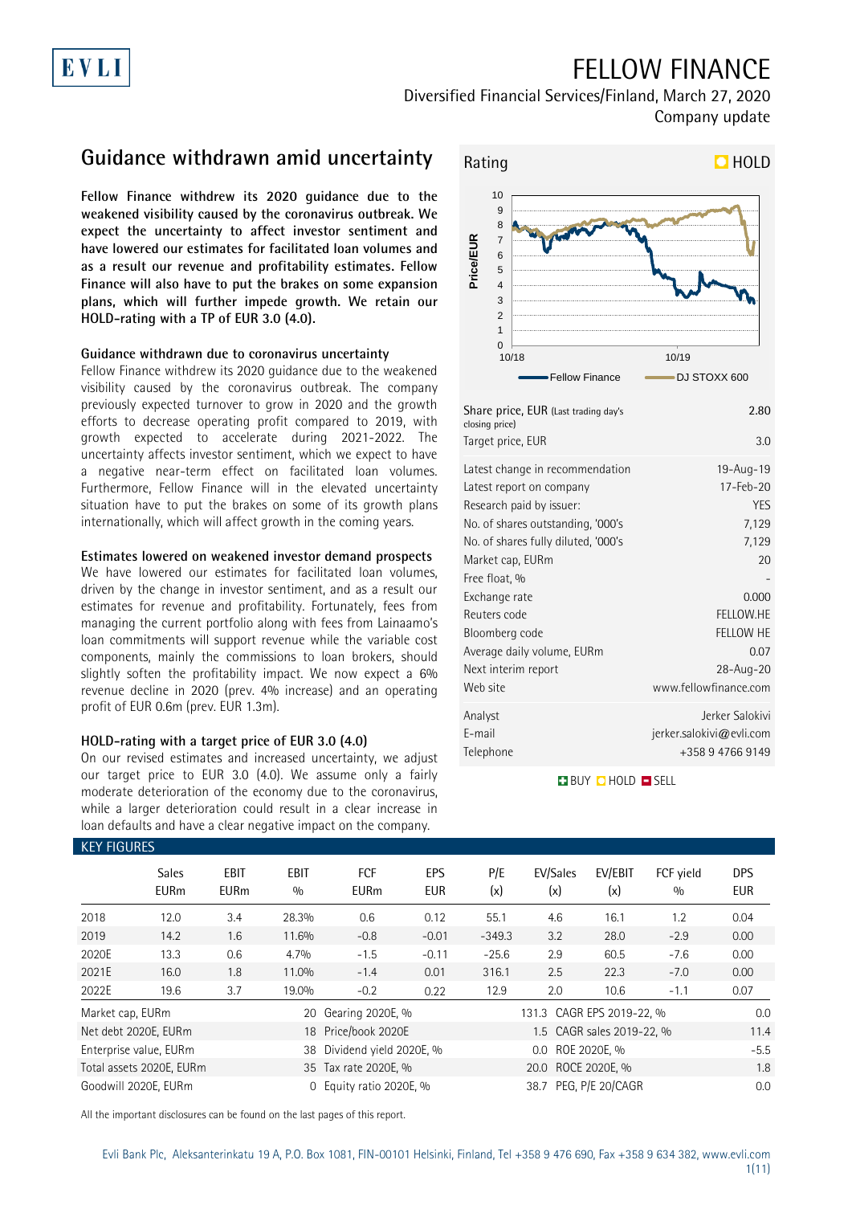# FELLOW FINANCE

Diversified Financial Services/Finland, March 27, 2020

Company update

## Guidance withdrawn amid uncertainty

**Fellow Finance withdrew its 2020 guidance due to the weakened visibility caused by the coronavirus outbreak. We expect the uncertainty to affect investor sentiment and have lowered our estimates for facilitated loan volumes and as a result our revenue and profitability estimates. Fellow Finance will also have to put the brakes on some expansion plans, which will further impede growth. We retain our HOLD-rating with a TP of EUR 3.0 (4.0).**

### Guidance withdrawn due to coronavirus uncertainty

Fellow Finance withdrew its 2020 guidance due to the weakened visibility caused by the coronavirus outbreak. The company previously expected turnover to grow in 2020 and the growth efforts to decrease operating profit compared to 2019, with growth expected to accelerate during 2021-2022. The uncertainty affects investor sentiment, which we expect to have a negative near-term effect on facilitated loan volumes. Furthermore, Fellow Finance will in the elevated uncertainty situation have to put the brakes on some of its growth plans internationally, which will affect growth in the coming years.

### Estimates lowered on weakened investor demand prospects

We have lowered our estimates for facilitated loan volumes, driven by the change in investor sentiment, and as a result our estimates for revenue and profitability. Fortunately, fees from managing the current portfolio along with fees from Lainaamo's loan commitments will support revenue while the variable cost components, mainly the commissions to loan brokers, should slightly soften the profitability impact. We now expect a 6% revenue decline in 2020 (prev. 4% increase) and an operating profit of EUR 0.6m (prev. EUR 1.3m).

### HOLD-rating with a target price of EUR 3.0 (4.0)

On our revised estimates and increased uncertainty, we adjust our target price to EUR 3.0 (4.0). We assume only a fairly moderate deterioration of the economy due to the coronavirus, while a larger deterioration could result in a clear increase in loan defaults and have a clear negative impact on the company.

**Rating: HOLD**

| | |
|---|---|
| Share price, EUR (Last trading day's closing price) | 2.80 |
| Target price, EUR | 3.0 |
| Latest change in recommendation | 19-Aug-19 |
| Latest report on company | 17-Feb-20 |
| Research paid by issuer: | YES |
| No. of shares outstanding, '000's | 7,129 |
| No. of shares fully diluted, '000's | 7,129 |
| Market cap, EURm | 20 |
| Free float, % | - |
| Exchange rate | 0.000 |
| Reuters code | FELLOW.HE |
| Bloomberg code | FELLOW HE |
| Average daily volume, EURm | 0.07 |
| Next interim report | 28-Aug-20 |
| Web site | www.fellowfinance.com |
| Analyst | Jerker Salokivi |
| E-mail | jerker.salokivi@evli.com |
| Telephone | +358 9 4766 9149 |

### KEY FIGURES

| | Sales EURm | EBIT EURm | EBIT % | FCF EURm | EPS EUR | P/E (x) | EV/Sales (x) | EV/EBIT (x) | FCF yield % | DPS EUR |
|---|---|---|---|---|---|---|---|---|---|---|
| 2018 | 12.0 | 3.4 | 28.3% | 0.6 | 0.12 | 55.1 | 4.6 | 16.1 | 1.2 | 0.04 |
| 2019 | 14.2 | 1.6 | 11.6% | -0.8 | -0.01 | -349.3 | 3.2 | 28.0 | -2.9 | 0.00 |
| 2020E | 13.3 | 0.6 | 4.7% | -1.5 | -0.11 | -25.6 | 2.9 | 60.5 | -7.6 | 0.00 |
| 2021E | 16.0 | 1.8 | 11.0% | -1.4 | 0.01 | 316.1 | 2.5 | 22.3 | -7.0 | 0.00 |
| 2022E | 19.6 | 3.7 | 19.0% | -0.2 | 0.22 | 12.9 | 2.0 | 10.6 | -1.1 | 0.07 |

| | | | | | |
|---|---|---|---|---|---|
| Market cap, EURm | 20 | Gearing 2020E, % | 131.3 | CAGR EPS 2019-22, % | 0.0 |
| Net debt 2020E, EURm | 18 | Price/book 2020E | 1.5 | CAGR sales 2019-22, % | 11.4 |
| Enterprise value, EURm | 38 | Dividend yield 2020E, % | 0.0 | ROE 2020E, % | -5.5 |
| Total assets 2020E, EURm | 35 | Tax rate 2020E, % | 20.0 | ROCE 2020E, % | 1.8 |
| Goodwill 2020E, EURm | 0 | Equity ratio 2020E, % | 38.7 | PEG, P/E 20/CAGR | 0.0 |

All the important disclosures can be found on the last pages of this report.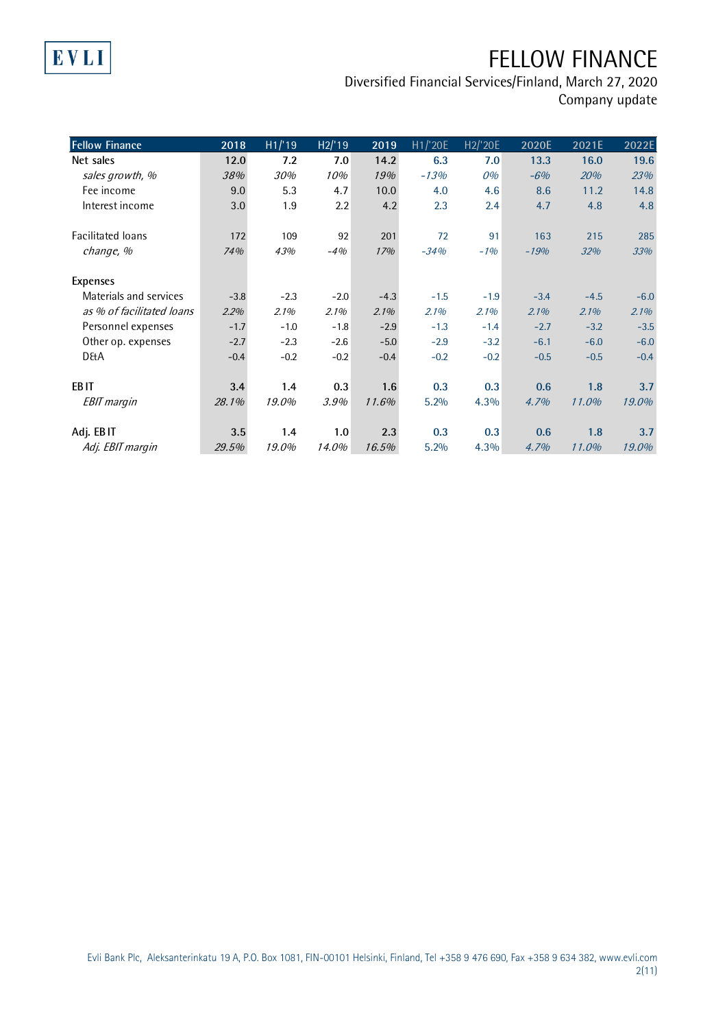| Fellow Finance | 2018 | H1/'19 | H2/'19 | 2019 | H1/'20E | H2/'20E | 2020E | 2021E | 2022E |
|---|---|---|---|---|---|---|---|---|---|
| **Net sales** | **12.0** | **7.2** | **7.0** | **14.2** | **6.3** | **7.0** | **13.3** | **16.0** | **19.6** |
| *sales growth, %* | *38%* | *30%* | *10%* | *19%* | *-13%* | *0%* | *-6%* | *20%* | *23%* |
| Fee income | 9.0 | 5.3 | 4.7 | 10.0 | 4.0 | 4.6 | 8.6 | 11.2 | 14.8 |
| Interest income | 3.0 | 1.9 | 2.2 | 4.2 | 2.3 | 2.4 | 4.7 | 4.8 | 4.8 |
| | | | | | | | | | |
| Facilitated loans | 172 | 109 | 92 | 201 | 72 | 91 | 163 | 215 | 285 |
| *change, %* | *74%* | *43%* | *-4%* | *17%* | *-34%* | *-1%* | *-19%* | *32%* | *33%* |
| | | | | | | | | | |
| Expenses | | | | | | | | | |
| Materials and services | -3.8 | -2.3 | -2.0 | -4.3 | -1.5 | -1.9 | -3.4 | -4.5 | -6.0 |
| *as % of facilitated loans* | *2.2%* | *2.1%* | *2.1%* | *2.1%* | *2.1%* | *2.1%* | *2.1%* | *2.1%* | *2.1%* |
| Personnel expenses | -1.7 | -1.0 | -1.8 | -2.9 | -1.3 | -1.4 | -2.7 | -3.2 | -3.5 |
| Other op. expenses | -2.7 | -2.3 | -2.6 | -5.0 | -2.9 | -3.2 | -6.1 | -6.0 | -6.0 |
| D&A | -0.4 | -0.2 | -0.2 | -0.4 | -0.2 | -0.2 | -0.5 | -0.5 | -0.4 |
| | | | | | | | | | |
| **EBIT** | **3.4** | **1.4** | **0.3** | **1.6** | **0.3** | **0.3** | **0.6** | **1.8** | **3.7** |
| *EBIT margin* | *28.1%* | *19.0%* | *3.9%* | *11.6%* | 5.2% | 4.3% | *4.7%* | *11.0%* | *19.0%* |
| | | | | | | | | | |
| **Adj. EBIT** | **3.5** | **1.4** | **1.0** | **2.3** | **0.3** | **0.3** | **0.6** | **1.8** | **3.7** |
| *Adj. EBIT margin* | *29.5%* | *19.0%* | *14.0%* | *16.5%* | 5.2% | 4.3% | *4.7%* | *11.0%* | *19.0%* |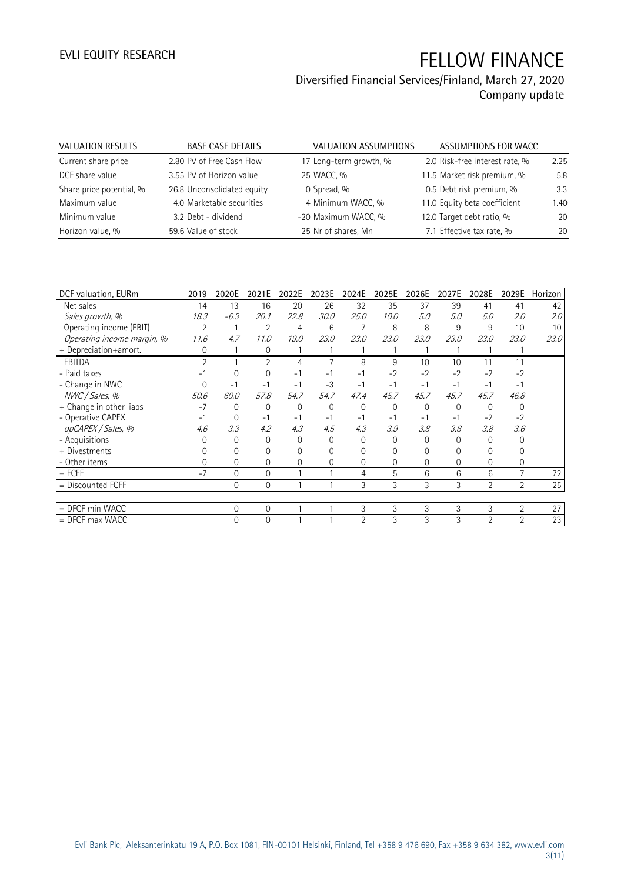| VALUATION RESULTS | | BASE CASE DETAILS | | VALUATION ASSUMPTIONS | | ASSUMPTIONS FOR WACC | |
|---|---|---|---|---|---|---|---|
| Current share price | 2.80 | PV of Free Cash Flow | 17 | Long-term growth, % | 2.0 | Risk-free interest rate, % | 2.25 |
| DCF share value | 3.55 | PV of Horizon value | 25 | WACC, % | 11.5 | Market risk premium, % | 5.8 |
| Share price potential, % | 26.8 | Unconsolidated equity | 0 | Spread, % | 0.5 | Debt risk premium, % | 3.3 |
| Maximum value | 4.0 | Marketable securities | 4 | Minimum WACC, % | 11.0 | Equity beta coefficient | 1.40 |
| Minimum value | 3.2 | Debt - dividend | -20 | Maximum WACC, % | 12.0 | Target debt ratio, % | 20 |
| Horizon value, % | 59.6 | Value of stock | 25 | Nr of shares, Mn | 7.1 | Effective tax rate, % | 20 |

| DCF valuation, EURm | 2019 | 2020E | 2021E | 2022E | 2023E | 2024E | 2025E | 2026E | 2027E | 2028E | 2029E | Horizon |
|---|---|---|---|---|---|---|---|---|---|---|---|---|
| Net sales | 14 | 13 | 16 | 20 | 26 | 32 | 35 | 37 | 39 | 41 | 41 | 42 |
| *Sales growth, %* | *18.3* | *-6.3* | *20.1* | *22.8* | *30.0* | *25.0* | *10.0* | *5.0* | *5.0* | *5.0* | *2.0* | *2.0* |
| Operating income (EBIT) | 2 | 1 | 2 | 4 | 6 | 7 | 8 | 8 | 9 | 9 | 10 | 10 |
| *Operating income margin, %* | *11.6* | *4.7* | *11.0* | *19.0* | *23.0* | *23.0* | *23.0* | *23.0* | *23.0* | *23.0* | *23.0* | *23.0* |
| + Depreciation+amort. | 0 | 1 | 0 | 1 | 1 | 1 | 1 | 1 | 1 | 1 | 1 | |
| EBITDA | 2 | 1 | 2 | 4 | 7 | 8 | 9 | 10 | 10 | 11 | 11 | |
| - Paid taxes | -1 | 0 | 0 | -1 | -1 | -1 | -2 | -2 | -2 | -2 | -2 | |
| - Change in NWC | 0 | -1 | -1 | -1 | -3 | -1 | -1 | -1 | -1 | -1 | -1 | |
| *NWC / Sales, %* | *50.6* | *60.0* | *57.8* | *54.7* | *54.7* | *47.4* | *45.7* | *45.7* | *45.7* | *45.7* | *46.8* | |
| + Change in other liabs | -7 | 0 | 0 | 0 | 0 | 0 | 0 | 0 | 0 | 0 | 0 | |
| - Operative CAPEX | -1 | 0 | -1 | -1 | -1 | -1 | -1 | -1 | -1 | -2 | -2 | |
| *opCAPEX / Sales, %* | *4.6* | *3.3* | *4.2* | *4.3* | *4.5* | *4.3* | *3.9* | *3.8* | *3.8* | *3.8* | *3.6* | |
| - Acquisitions | 0 | 0 | 0 | 0 | 0 | 0 | 0 | 0 | 0 | 0 | 0 | |
| + Divestments | 0 | 0 | 0 | 0 | 0 | 0 | 0 | 0 | 0 | 0 | 0 | |
| - Other items | 0 | 0 | 0 | 0 | 0 | 0 | 0 | 0 | 0 | 0 | 0 | |
| = FCFF | -7 | 0 | 0 | 1 | 1 | 4 | 5 | 6 | 6 | 6 | 7 | 72 |
| = Discounted FCFF | | 0 | 0 | 1 | 1 | 3 | 3 | 3 | 3 | 2 | 2 | 25 |
| | | | | | | | | | | | | |
| = DFCF min WACC | | 0 | 0 | 1 | 1 | 3 | 3 | 3 | 3 | 3 | 2 | 27 |
| = DFCF max WACC | | 0 | 0 | 1 | 1 | 2 | 3 | 3 | 3 | 2 | 2 | 23 |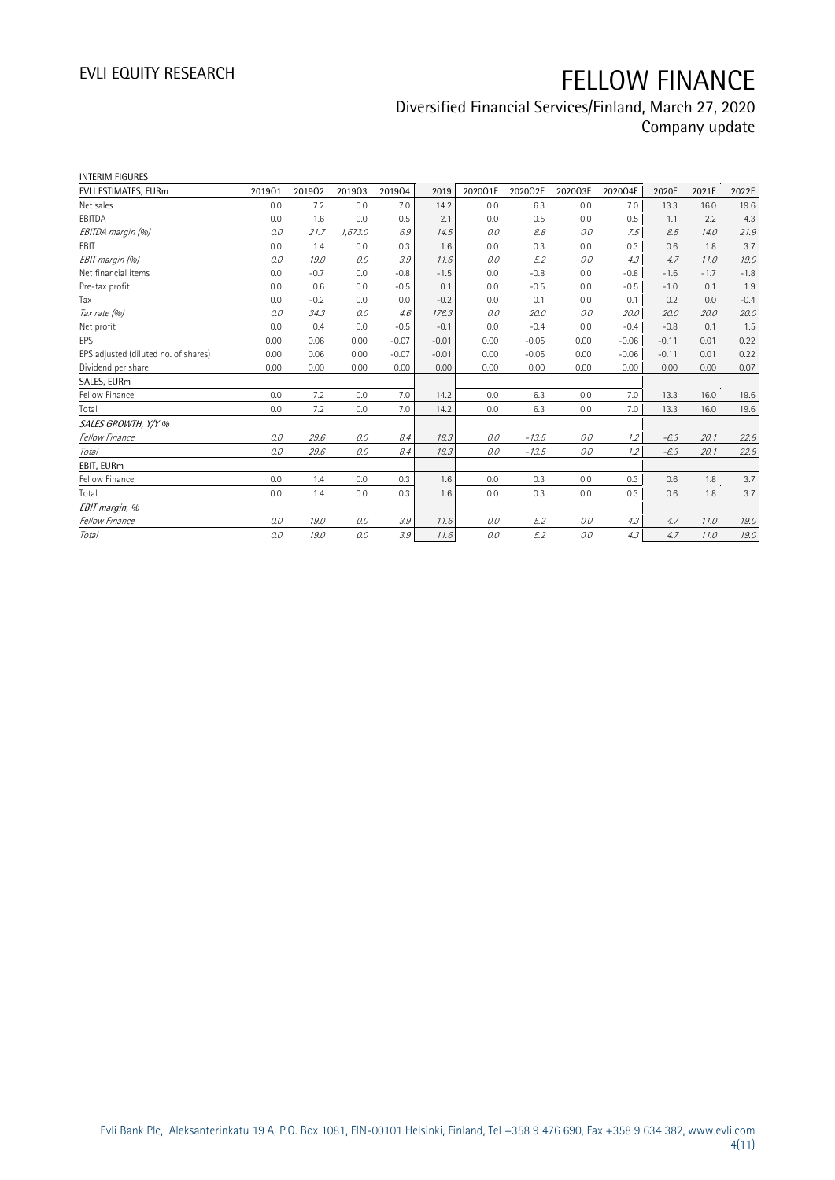INTERIM FIGURES

| EVLI ESTIMATES, EURm | 2019Q1 | 2019Q2 | 2019Q3 | 2019Q4 | 2019 | 2020Q1E | 2020Q2E | 2020Q3E | 2020Q4E | 2020E | 2021E | 2022E |
|---|---|---|---|---|---|---|---|---|---|---|---|---|
| Net sales | 0.0 | 7.2 | 0.0 | 7.0 | 14.2 | 0.0 | 6.3 | 0.0 | 7.0 | 13.3 | 16.0 | 19.6 |
| EBITDA | 0.0 | 1.6 | 0.0 | 0.5 | 2.1 | 0.0 | 0.5 | 0.0 | 0.5 | 1.1 | 2.2 | 4.3 |
| *EBITDA margin (%)* | *0.0* | *21.7* | *1,673.0* | *6.9* | *14.5* | *0.0* | *8.8* | *0.0* | *7.5* | *8.5* | *14.0* | *21.9* |
| EBIT | 0.0 | 1.4 | 0.0 | 0.3 | 1.6 | 0.0 | 0.3 | 0.0 | 0.3 | 0.6 | 1.8 | 3.7 |
| *EBIT margin (%)* | *0.0* | *19.0* | *0.0* | *3.9* | *11.6* | *0.0* | *5.2* | *0.0* | *4.3* | *4.7* | *11.0* | *19.0* |
| Net financial items | 0.0 | -0.7 | 0.0 | -0.8 | -1.5 | 0.0 | -0.8 | 0.0 | -0.8 | -1.6 | -1.7 | -1.8 |
| Pre-tax profit | 0.0 | 0.6 | 0.0 | -0.5 | 0.1 | 0.0 | -0.5 | 0.0 | -0.5 | -1.0 | 0.1 | 1.9 |
| Tax | 0.0 | -0.2 | 0.0 | 0.0 | -0.2 | 0.0 | 0.1 | 0.0 | 0.1 | 0.2 | 0.0 | -0.4 |
| *Tax rate (%)* | *0.0* | *34.3* | *0.0* | *4.6* | *176.3* | *0.0* | *20.0* | *0.0* | *20.0* | *20.0* | *20.0* | *20.0* |
| Net profit | 0.0 | 0.4 | 0.0 | -0.5 | -0.1 | 0.0 | -0.4 | 0.0 | -0.4 | -0.8 | 0.1 | 1.5 |
| EPS | 0.00 | 0.06 | 0.00 | -0.07 | -0.01 | 0.00 | -0.05 | 0.00 | -0.06 | -0.11 | 0.01 | 0.22 |
| EPS adjusted (diluted no. of shares) | 0.00 | 0.06 | 0.00 | -0.07 | -0.01 | 0.00 | -0.05 | 0.00 | -0.06 | -0.11 | 0.01 | 0.22 |
| Dividend per share | 0.00 | 0.00 | 0.00 | 0.00 | 0.00 | 0.00 | 0.00 | 0.00 | 0.00 | 0.00 | 0.00 | 0.07 |
| SALES, EURm | | | | | | | | | | | | |
| Fellow Finance | 0.0 | 7.2 | 0.0 | 7.0 | 14.2 | 0.0 | 6.3 | 0.0 | 7.0 | 13.3 | 16.0 | 19.6 |
| Total | 0.0 | 7.2 | 0.0 | 7.0 | 14.2 | 0.0 | 6.3 | 0.0 | 7.0 | 13.3 | 16.0 | 19.6 |
| *SALES GROWTH, Y/Y %* | | | | | | | | | | | | |
| *Fellow Finance* | *0.0* | *29.6* | *0.0* | *8.4* | *18.3* | *0.0* | *-13.5* | *0.0* | *1.2* | *-6.3* | *20.1* | *22.8* |
| *Total* | *0.0* | *29.6* | *0.0* | *8.4* | *18.3* | *0.0* | *-13.5* | *0.0* | *1.2* | *-6.3* | *20.1* | *22.8* |
| EBIT, EURm | | | | | | | | | | | | |
| Fellow Finance | 0.0 | 1.4 | 0.0 | 0.3 | 1.6 | 0.0 | 0.3 | 0.0 | 0.3 | 0.6 | 1.8 | 3.7 |
| Total | 0.0 | 1.4 | 0.0 | 0.3 | 1.6 | 0.0 | 0.3 | 0.0 | 0.3 | 0.6 | 1.8 | 3.7 |
| *EBIT margin, %* | | | | | | | | | | | | |
| *Fellow Finance* | *0.0* | *19.0* | *0.0* | *3.9* | *11.6* | *0.0* | *5.2* | *0.0* | *4.3* | *4.7* | *11.0* | *19.0* |
| *Total* | *0.0* | *19.0* | *0.0* | *3.9* | *11.6* | *0.0* | *5.2* | *0.0* | *4.3* | *4.7* | *11.0* | *19.0* |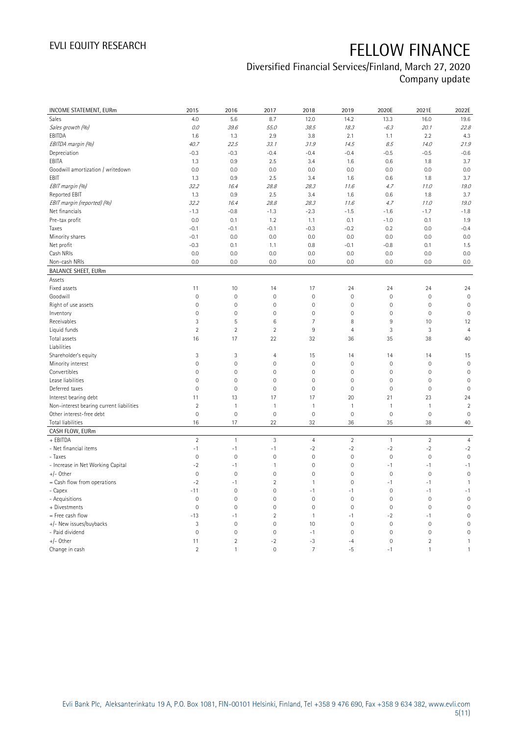# FELLOW FINANCE

Diversified Financial Services/Finland, March 27, 2020
Company update

| INCOME STATEMENT, EURm | 2015 | 2016 | 2017 | 2018 | 2019 | 2020E | 2021E | 2022E |
|---|---|---|---|---|---|---|---|---|
| Sales | 4.0 | 5.6 | 8.7 | 12.0 | 14.2 | 13.3 | 16.0 | 19.6 |
| *Sales growth (%)* | *0.0* | *39.6* | *55.0* | *38.5* | *18.3* | *-6.3* | *20.1* | *22.8* |
| EBITDA | 1.6 | 1.3 | 2.9 | 3.8 | 2.1 | 1.1 | 2.2 | 4.3 |
| *EBITDA margin (%)* | *40.7* | *22.5* | *33.1* | *31.9* | *14.5* | *8.5* | *14.0* | *21.9* |
| Depreciation | -0.3 | -0.3 | -0.4 | -0.4 | -0.4 | -0.5 | -0.5 | -0.6 |
| EBITA | 1.3 | 0.9 | 2.5 | 3.4 | 1.6 | 0.6 | 1.8 | 3.7 |
| Goodwill amortization / writedown | 0.0 | 0.0 | 0.0 | 0.0 | 0.0 | 0.0 | 0.0 | 0.0 |
| EBIT | 1.3 | 0.9 | 2.5 | 3.4 | 1.6 | 0.6 | 1.8 | 3.7 |
| *EBIT margin (%)* | *32.2* | *16.4* | *28.8* | *28.3* | *11.6* | *4.7* | *11.0* | *19.0* |
| Reported EBIT | 1.3 | 0.9 | 2.5 | 3.4 | 1.6 | 0.6 | 1.8 | 3.7 |
| *EBIT margin (reported) (%)* | *32.2* | *16.4* | *28.8* | *28.3* | *11.6* | *4.7* | *11.0* | *19.0* |
| Net financials | -1.3 | -0.8 | -1.3 | -2.3 | -1.5 | -1.6 | -1.7 | -1.8 |
| Pre-tax profit | 0.0 | 0.1 | 1.2 | 1.1 | 0.1 | -1.0 | 0.1 | 1.9 |
| Taxes | -0.1 | -0.1 | -0.1 | -0.3 | -0.2 | 0.2 | 0.0 | -0.4 |
| Minority shares | -0.1 | 0.0 | 0.0 | 0.0 | 0.0 | 0.0 | 0.0 | 0.0 |
| Net profit | -0.3 | 0.1 | 1.1 | 0.8 | -0.1 | -0.8 | 0.1 | 1.5 |
| Cash NRIs | 0.0 | 0.0 | 0.0 | 0.0 | 0.0 | 0.0 | 0.0 | 0.0 |
| Non-cash NRIs | 0.0 | 0.0 | 0.0 | 0.0 | 0.0 | 0.0 | 0.0 | 0.0 |
| **BALANCE SHEET, EURm** | | | | | | | | |
| Assets | | | | | | | | |
| Fixed assets | 11 | 10 | 14 | 17 | 24 | 24 | 24 | 24 |
| Goodwill | 0 | 0 | 0 | 0 | 0 | 0 | 0 | 0 |
| Right of use assets | 0 | 0 | 0 | 0 | 0 | 0 | 0 | 0 |
| Inventory | 0 | 0 | 0 | 0 | 0 | 0 | 0 | 0 |
| Receivables | 3 | 5 | 6 | 7 | 8 | 9 | 10 | 12 |
| Liquid funds | 2 | 2 | 2 | 9 | 4 | 3 | 3 | 4 |
| Total assets | 16 | 17 | 22 | 32 | 36 | 35 | 38 | 40 |
| Liabilities | | | | | | | | |
| Shareholder's equity | 3 | 3 | 4 | 15 | 14 | 14 | 14 | 15 |
| Minority interest | 0 | 0 | 0 | 0 | 0 | 0 | 0 | 0 |
| Convertibles | 0 | 0 | 0 | 0 | 0 | 0 | 0 | 0 |
| Lease liabilities | 0 | 0 | 0 | 0 | 0 | 0 | 0 | 0 |
| Deferred taxes | 0 | 0 | 0 | 0 | 0 | 0 | 0 | 0 |
| Interest bearing debt | 11 | 13 | 17 | 17 | 20 | 21 | 23 | 24 |
| Non-interest bearing current liabilities | 2 | 1 | 1 | 1 | 1 | 1 | 1 | 2 |
| Other interest-free debt | 0 | 0 | 0 | 0 | 0 | 0 | 0 | 0 |
| Total liabilities | 16 | 17 | 22 | 32 | 36 | 35 | 38 | 40 |
| **CASH FLOW, EURm** | | | | | | | | |
| + EBITDA | 2 | 1 | 3 | 4 | 2 | 1 | 2 | 4 |
| - Net financial items | -1 | -1 | -1 | -2 | -2 | -2 | -2 | -2 |
| - Taxes | 0 | 0 | 0 | 0 | 0 | 0 | 0 | 0 |
| - Increase in Net Working Capital | -2 | -1 | 1 | 0 | 0 | -1 | -1 | -1 |
| +/- Other | 0 | 0 | 0 | 0 | 0 | 0 | 0 | 0 |
| = Cash flow from operations | -2 | -1 | 2 | 1 | 0 | -1 | -1 | 1 |
| - Capex | -11 | 0 | 0 | -1 | -1 | 0 | -1 | -1 |
| - Acquisitions | 0 | 0 | 0 | 0 | 0 | 0 | 0 | 0 |
| + Divestments | 0 | 0 | 0 | 0 | 0 | 0 | 0 | 0 |
| = Free cash flow | -13 | -1 | 2 | 1 | -1 | -2 | -1 | 0 |
| +/- New issues/buybacks | 3 | 0 | 0 | 10 | 0 | 0 | 0 | 0 |
| - Paid dividend | 0 | 0 | 0 | -1 | 0 | 0 | 0 | 0 |
| +/- Other | 11 | 2 | -2 | -3 | -4 | 0 | 2 | 1 |
| Change in cash | 2 | 1 | 0 | 7 | -5 | -1 | 1 | 1 |

Evli Bank Plc, Aleksanterinkatu 19 A, P.O. Box 1081, FIN-00101 Helsinki, Finland, Tel +358 9 476 690, Fax +358 9 634 382, www.evli.com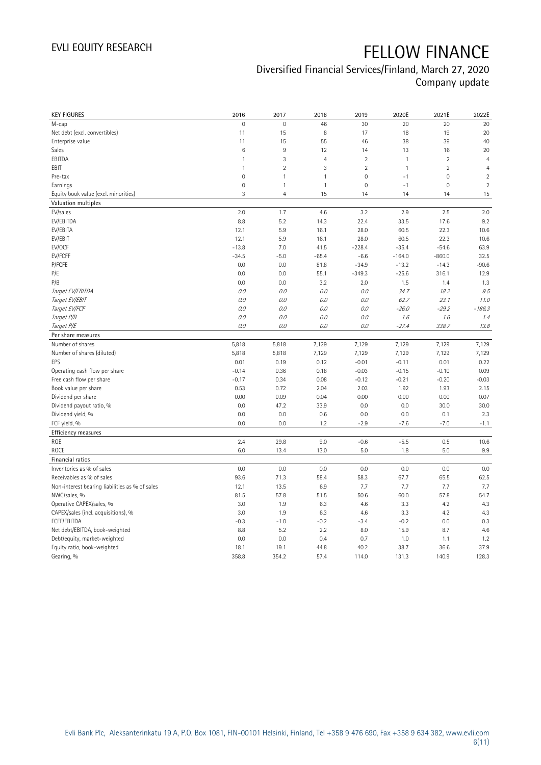# FELLOW FINANCE

## Diversified Financial Services/Finland, March 27, 2020
### Company update

| KEY FIGURES | 2016 | 2017 | 2018 | 2019 | 2020E | 2021E | 2022E |
|---|---|---|---|---|---|---|---|
| M-cap | 0 | 0 | 46 | 30 | 20 | 20 | 20 |
| Net debt (excl. convertibles) | 11 | 15 | 8 | 17 | 18 | 19 | 20 |
| Enterprise value | 11 | 15 | 55 | 46 | 38 | 39 | 40 |
| Sales | 6 | 9 | 12 | 14 | 13 | 16 | 20 |
| EBITDA | 1 | 3 | 4 | 2 | 1 | 2 | 4 |
| EBIT | 1 | 2 | 3 | 2 | 1 | 2 | 4 |
| Pre-tax | 0 | 1 | 1 | 0 | -1 | 0 | 2 |
| Earnings | 0 | 1 | 1 | 0 | -1 | 0 | 2 |
| Equity book value (excl. minorities) | 3 | 4 | 15 | 14 | 14 | 14 | 15 |
| **Valuation multiples** | | | | | | | |
| EV/sales | 2.0 | 1.7 | 4.6 | 3.2 | 2.9 | 2.5 | 2.0 |
| EV/EBITDA | 8.8 | 5.2 | 14.3 | 22.4 | 33.5 | 17.6 | 9.2 |
| EV/EBITA | 12.1 | 5.9 | 16.1 | 28.0 | 60.5 | 22.3 | 10.6 |
| EV/EBIT | 12.1 | 5.9 | 16.1 | 28.0 | 60.5 | 22.3 | 10.6 |
| EV/OCF | -13.8 | 7.0 | 41.5 | -228.4 | -35.4 | -54.6 | 63.9 |
| EV/FCFF | -34.5 | -5.0 | -65.4 | -6.6 | -164.0 | -860.0 | 32.5 |
| P/FCFE | 0.0 | 0.0 | 81.8 | -34.9 | -13.2 | -14.3 | -90.6 |
| P/E | 0.0 | 0.0 | 55.1 | -349.3 | -25.6 | 316.1 | 12.9 |
| P/B | 0.0 | 0.0 | 3.2 | 2.0 | 1.5 | 1.4 | 1.3 |
| *Target EV/EBITDA* | *0.0* | *0.0* | *0.0* | *0.0* | *34.7* | *18.2* | *9.5* |
| *Target EV/EBIT* | *0.0* | *0.0* | *0.0* | *0.0* | *62.7* | *23.1* | *11.0* |
| *Target EV/FCF* | *0.0* | *0.0* | *0.0* | *0.0* | *-26.0* | *-29.2* | *-186.3* |
| *Target P/B* | *0.0* | *0.0* | *0.0* | *0.0* | *1.6* | *1.6* | *1.4* |
| *Target P/E* | *0.0* | *0.0* | *0.0* | *0.0* | *-27.4* | *338.7* | *13.8* |
| **Per share measures** | | | | | | | |
| Number of shares | 5,818 | 5,818 | 7,129 | 7,129 | 7,129 | 7,129 | 7,129 |
| Number of shares (diluted) | 5,818 | 5,818 | 7,129 | 7,129 | 7,129 | 7,129 | 7,129 |
| EPS | 0.01 | 0.19 | 0.12 | -0.01 | -0.11 | 0.01 | 0.22 |
| Operating cash flow per share | -0.14 | 0.36 | 0.18 | -0.03 | -0.15 | -0.10 | 0.09 |
| Free cash flow per share | -0.17 | 0.34 | 0.08 | -0.12 | -0.21 | -0.20 | -0.03 |
| Book value per share | 0.53 | 0.72 | 2.04 | 2.03 | 1.92 | 1.93 | 2.15 |
| Dividend per share | 0.00 | 0.09 | 0.04 | 0.00 | 0.00 | 0.00 | 0.07 |
| Dividend payout ratio, % | 0.0 | 47.2 | 33.9 | 0.0 | 0.0 | 30.0 | 30.0 |
| Dividend yield, % | 0.0 | 0.0 | 0.6 | 0.0 | 0.0 | 0.1 | 2.3 |
| FCF yield, % | 0.0 | 0.0 | 1.2 | -2.9 | -7.6 | -7.0 | -1.1 |
| **Efficiency measures** | | | | | | | |
| ROE | 2.4 | 29.8 | 9.0 | -0.6 | -5.5 | 0.5 | 10.6 |
| ROCE | 6.0 | 13.4 | 13.0 | 5.0 | 1.8 | 5.0 | 9.9 |
| **Financial ratios** | | | | | | | |
| Inventories as % of sales | 0.0 | 0.0 | 0.0 | 0.0 | 0.0 | 0.0 | 0.0 |
| Receivables as % of sales | 93.6 | 71.3 | 58.4 | 58.3 | 67.7 | 65.5 | 62.5 |
| Non-interest bearing liabilities as % of sales | 12.1 | 13.5 | 6.9 | 7.7 | 7.7 | 7.7 | 7.7 |
| NWC/sales, % | 81.5 | 57.8 | 51.5 | 50.6 | 60.0 | 57.8 | 54.7 |
| Operative CAPEX/sales, % | 3.0 | 1.9 | 6.3 | 4.6 | 3.3 | 4.2 | 4.3 |
| CAPEX/sales (incl. acquisitions), % | 3.0 | 1.9 | 6.3 | 4.6 | 3.3 | 4.2 | 4.3 |
| FCFF/EBITDA | -0.3 | -1.0 | -0.2 | -3.4 | -0.2 | 0.0 | 0.3 |
| Net debt/EBITDA, book-weighted | 8.8 | 5.2 | 2.2 | 8.0 | 15.9 | 8.7 | 4.6 |
| Debt/equity, market-weighted | 0.0 | 0.0 | 0.4 | 0.7 | 1.0 | 1.1 | 1.2 |
| Equity ratio, book-weighted | 18.1 | 19.1 | 44.8 | 40.2 | 38.7 | 36.6 | 37.9 |
| Gearing, % | 358.8 | 354.2 | 57.4 | 114.0 | 131.3 | 140.9 | 128.3 |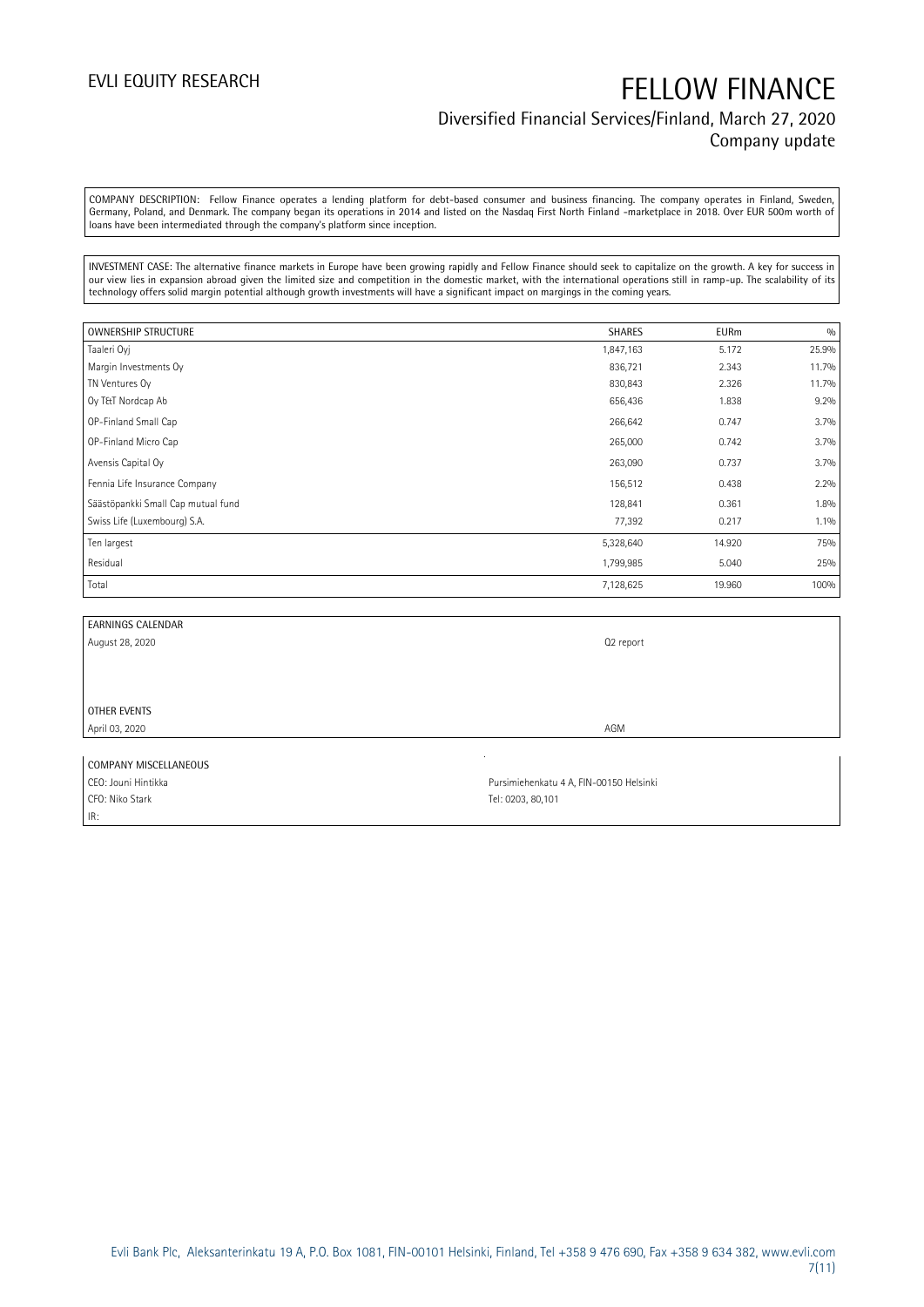COMPANY DESCRIPTION: Fellow Finance operates a lending platform for debt-based consumer and business financing. The company operates in Finland, Sweden, Germany, Poland, and Denmark. The company began its operations in 2014 and listed on the Nasdaq First North Finland -marketplace in 2018. Over EUR 500m worth of loans have been intermediated through the company's platform since inception.

INVESTMENT CASE: The alternative finance markets in Europe have been growing rapidly and Fellow Finance should seek to capitalize on the growth. A key for success in our view lies in expansion abroad given the limited size and competition in the domestic market, with the international operations still in ramp-up. The scalability of its technology offers solid margin potential although growth investments will have a significant impact on margings in the coming years.

| OWNERSHIP STRUCTURE | SHARES | EURm | % |
|---|---|---|---|
| Taaleri Oyj | 1,847,163 | 5.172 | 25.9% |
| Margin Investments Oy | 836,721 | 2.343 | 11.7% |
| TN Ventures Oy | 830,843 | 2.326 | 11.7% |
| Oy T&T Nordcap Ab | 656,436 | 1.838 | 9.2% |
| OP-Finland Small Cap | 266,642 | 0.747 | 3.7% |
| OP-Finland Micro Cap | 265,000 | 0.742 | 3.7% |
| Avensis Capital Oy | 263,090 | 0.737 | 3.7% |
| Fennia Life Insurance Company | 156,512 | 0.438 | 2.2% |
| Säästöpankki Small Cap mutual fund | 128,841 | 0.361 | 1.8% |
| Swiss Life (Luxembourg) S.A. | 77,392 | 0.217 | 1.1% |
| Ten largest | 5,328,640 | 14.920 | 75% |
| Residual | 1,799,985 | 5.040 | 25% |
| Total | 7,128,625 | 19.960 | 100% |

| EARNINGS CALENDAR | |
|---|---|
| August 28, 2020 | Q2 report |
| | |
| OTHER EVENTS | |
| April 03, 2020 | AGM |

| COMPANY MISCELLANEOUS | |
|---|---|
| CEO: Jouni Hintikka | Pursimiehenkatu 4 A, FIN-00150 Helsinki |
| CFO: Niko Stark | Tel: 0203, 80,101 |
| IR: | |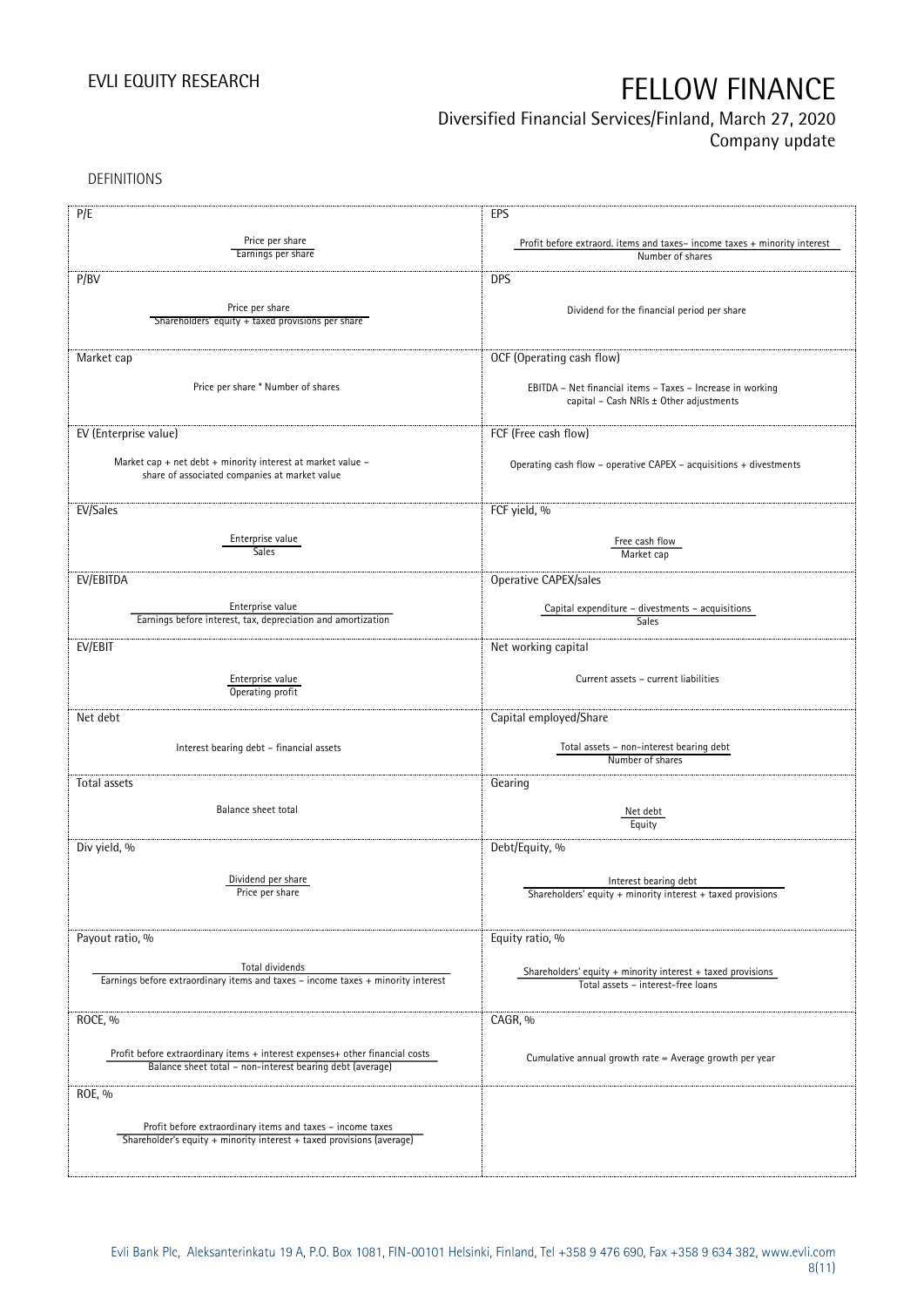DEFINITIONS

| P/E | EPS |
|---|---|
| Price per share / Earnings per share | Profit before extraord. items and taxes– income taxes + minority interest / Number of shares |
| **P/BV** | **DPS** |
| Price per share / Shareholders' equity + taxed provisions per share | Dividend for the financial period per share |
| **Market cap** | **OCF (Operating cash flow)** |
| Price per share * Number of shares | EBITDA – Net financial items – Taxes – Increase in working capital – Cash NRIs ± Other adjustments |
| **EV (Enterprise value)** | **FCF (Free cash flow)** |
| Market cap + net debt + minority interest at market value – share of associated companies at market value | Operating cash flow – operative CAPEX – acquisitions + divestments |
| **EV/Sales** | **FCF yield, %** |
| Enterprise value / Sales | Free cash flow / Market cap |
| **EV/EBITDA** | **Operative CAPEX/sales** |
| Enterprise value / Earnings before interest, tax, depreciation and amortization | Capital expenditure – divestments – acquisitions / Sales |
| **EV/EBIT** | **Net working capital** |
| Enterprise value / Operating profit | Current assets – current liabilities |
| **Net debt** | **Capital employed/Share** |
| Interest bearing debt – financial assets | Total assets – non-interest bearing debt / Number of shares |
| **Total assets** | **Gearing** |
| Balance sheet total | Net debt / Equity |
| **Div yield, %** | **Debt/Equity, %** |
| Dividend per share / Price per share | Interest bearing debt / Shareholders' equity + minority interest + taxed provisions |
| **Payout ratio, %** | **Equity ratio, %** |
| Total dividends / Earnings before extraordinary items and taxes – income taxes + minority interest | Shareholders' equity + minority interest + taxed provisions / Total assets – interest-free loans |
| **ROCE, %** | **CAGR, %** |
| Profit before extraordinary items + interest expenses+ other financial costs / Balance sheet total – non-interest bearing debt (average) | Cumulative annual growth rate = Average growth per year |
| **ROE, %** | |
| Profit before extraordinary items and taxes – income taxes / Shareholder's equity + minority interest + taxed provisions (average) | |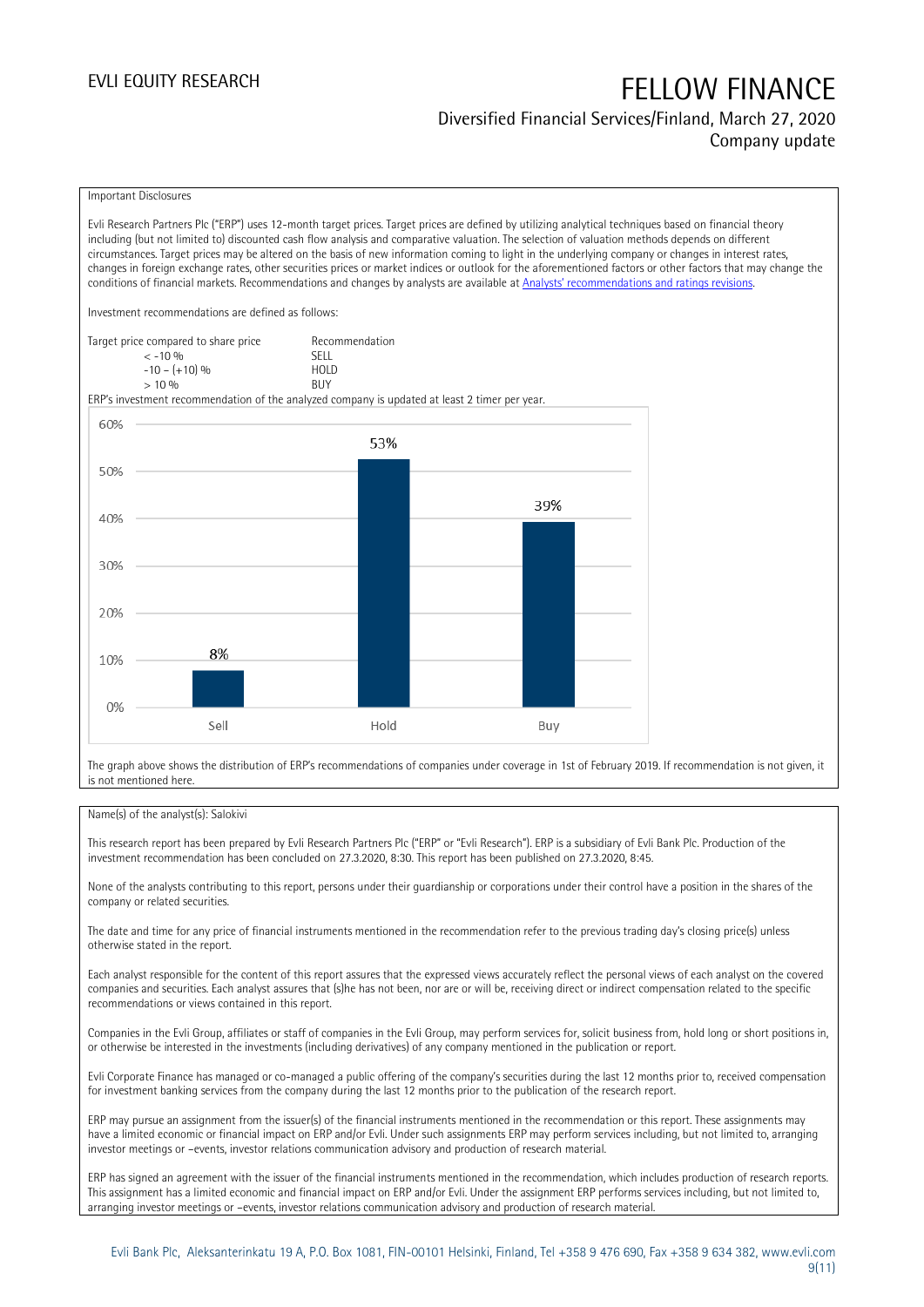Important Disclosures

Evli Research Partners Plc ("ERP") uses 12-month target prices. Target prices are defined by utilizing analytical techniques based on financial theory including (but not limited to) discounted cash flow analysis and comparative valuation. The selection of valuation methods depends on different circumstances. Target prices may be altered on the basis of new information coming to light in the underlying company or changes in interest rates, changes in foreign exchange rates, other securities prices or market indices or outlook for the aforementioned factors or other factors that may change the conditions of financial markets. Recommendations and changes by analysts are available at [Analysts' recommendations and ratings revisions](Analysts' recommendations and ratings revisions).

Investment recommendations are defined as follows:

| Target price compared to share price | Recommendation |
|---|---|
| < -10 % | SELL |
| -10 – (+10) % | HOLD |
| > 10 % | BUY |

ERP's investment recommendation of the analyzed company is updated at least 2 timer per year.

| | Sell | Hold | Buy |
|---|---|---|---|
| Share | 8% | 53% | 39% |

The graph above shows the distribution of ERP's recommendations of companies under coverage in 1st of February 2019. If recommendation is not given, it is not mentioned here.

Name(s) of the analyst(s): Salokivi

This research report has been prepared by Evli Research Partners Plc ("ERP" or "Evli Research"). ERP is a subsidiary of Evli Bank Plc. Production of the investment recommendation has been concluded on 27.3.2020, 8:30. This report has been published on 27.3.2020, 8:45.

None of the analysts contributing to this report, persons under their guardianship or corporations under their control have a position in the shares of the company or related securities.

The date and time for any price of financial instruments mentioned in the recommendation refer to the previous trading day's closing price(s) unless otherwise stated in the report.

Each analyst responsible for the content of this report assures that the expressed views accurately reflect the personal views of each analyst on the covered companies and securities. Each analyst assures that (s)he has not been, nor are or will be, receiving direct or indirect compensation related to the specific recommendations or views contained in this report.

Companies in the Evli Group, affiliates or staff of companies in the Evli Group, may perform services for, solicit business from, hold long or short positions in, or otherwise be interested in the investments (including derivatives) of any company mentioned in the publication or report.

Evli Corporate Finance has managed or co-managed a public offering of the company's securities during the last 12 months prior to, received compensation for investment banking services from the company during the last 12 months prior to the publication of the research report.

ERP may pursue an assignment from the issuer(s) of the financial instruments mentioned in the recommendation or this report. These assignments may have a limited economic or financial impact on ERP and/or Evli. Under such assignments ERP may perform services including, but not limited to, arranging investor meetings or –events, investor relations communication advisory and production of research material.

ERP has signed an agreement with the issuer of the financial instruments mentioned in the recommendation, which includes production of research reports. This assignment has a limited economic and financial impact on ERP and/or Evli. Under the assignment ERP performs services including, but not limited to, arranging investor meetings or –events, investor relations communication advisory and production of research material.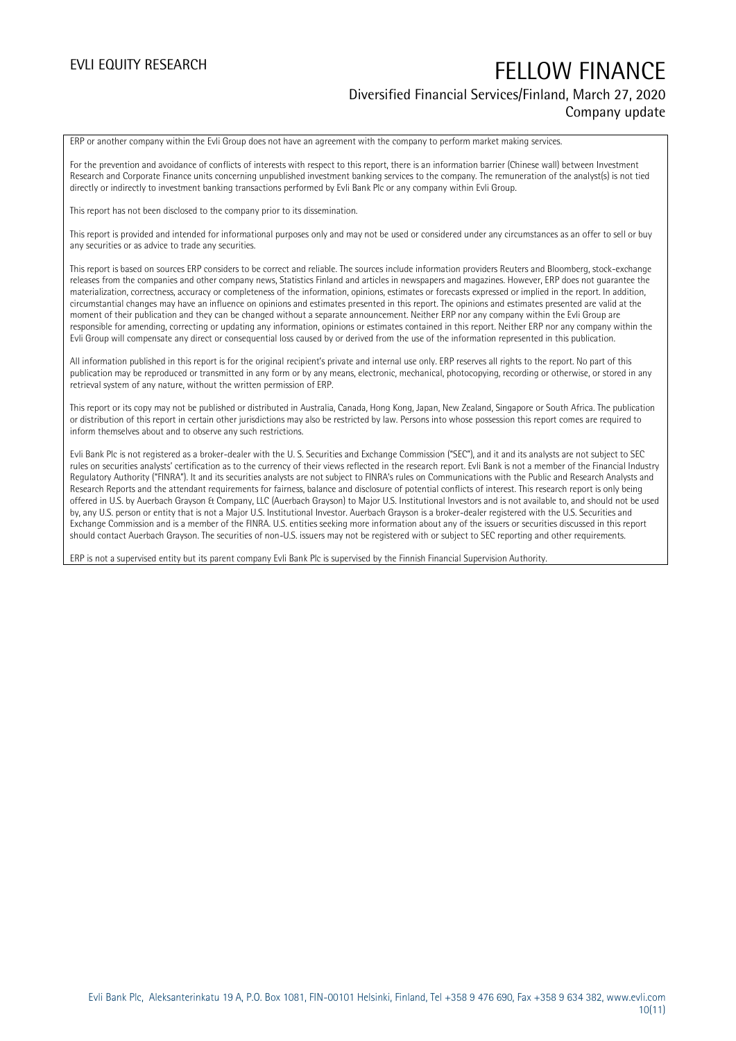ERP or another company within the Evli Group does not have an agreement with the company to perform market making services.

For the prevention and avoidance of conflicts of interests with respect to this report, there is an information barrier (Chinese wall) between Investment Research and Corporate Finance units concerning unpublished investment banking services to the company. The remuneration of the analyst(s) is not tied directly or indirectly to investment banking transactions performed by Evli Bank Plc or any company within Evli Group.

This report has not been disclosed to the company prior to its dissemination.

This report is provided and intended for informational purposes only and may not be used or considered under any circumstances as an offer to sell or buy any securities or as advice to trade any securities.

This report is based on sources ERP considers to be correct and reliable. The sources include information providers Reuters and Bloomberg, stock-exchange releases from the companies and other company news, Statistics Finland and articles in newspapers and magazines. However, ERP does not guarantee the materialization, correctness, accuracy or completeness of the information, opinions, estimates or forecasts expressed or implied in the report. In addition, circumstantial changes may have an influence on opinions and estimates presented in this report. The opinions and estimates presented are valid at the moment of their publication and they can be changed without a separate announcement. Neither ERP nor any company within the Evli Group are responsible for amending, correcting or updating any information, opinions or estimates contained in this report. Neither ERP nor any company within the Evli Group will compensate any direct or consequential loss caused by or derived from the use of the information represented in this publication.

All information published in this report is for the original recipient's private and internal use only. ERP reserves all rights to the report. No part of this publication may be reproduced or transmitted in any form or by any means, electronic, mechanical, photocopying, recording or otherwise, or stored in any retrieval system of any nature, without the written permission of ERP.

This report or its copy may not be published or distributed in Australia, Canada, Hong Kong, Japan, New Zealand, Singapore or South Africa. The publication or distribution of this report in certain other jurisdictions may also be restricted by law. Persons into whose possession this report comes are required to inform themselves about and to observe any such restrictions.

Evli Bank Plc is not registered as a broker-dealer with the U. S. Securities and Exchange Commission ("SEC"), and it and its analysts are not subject to SEC rules on securities analysts' certification as to the currency of their views reflected in the research report. Evli Bank is not a member of the Financial Industry Regulatory Authority ("FINRA"). It and its securities analysts are not subject to FINRA's rules on Communications with the Public and Research Analysts and Research Reports and the attendant requirements for fairness, balance and disclosure of potential conflicts of interest. This research report is only being offered in U.S. by Auerbach Grayson & Company, LLC (Auerbach Grayson) to Major U.S. Institutional Investors and is not available to, and should not be used by, any U.S. person or entity that is not a Major U.S. Institutional Investor. Auerbach Grayson is a broker-dealer registered with the U.S. Securities and Exchange Commission and is a member of the FINRA. U.S. entities seeking more information about any of the issuers or securities discussed in this report should contact Auerbach Grayson. The securities of non-U.S. issuers may not be registered with or subject to SEC reporting and other requirements.

ERP is not a supervised entity but its parent company Evli Bank Plc is supervised by the Finnish Financial Supervision Authority.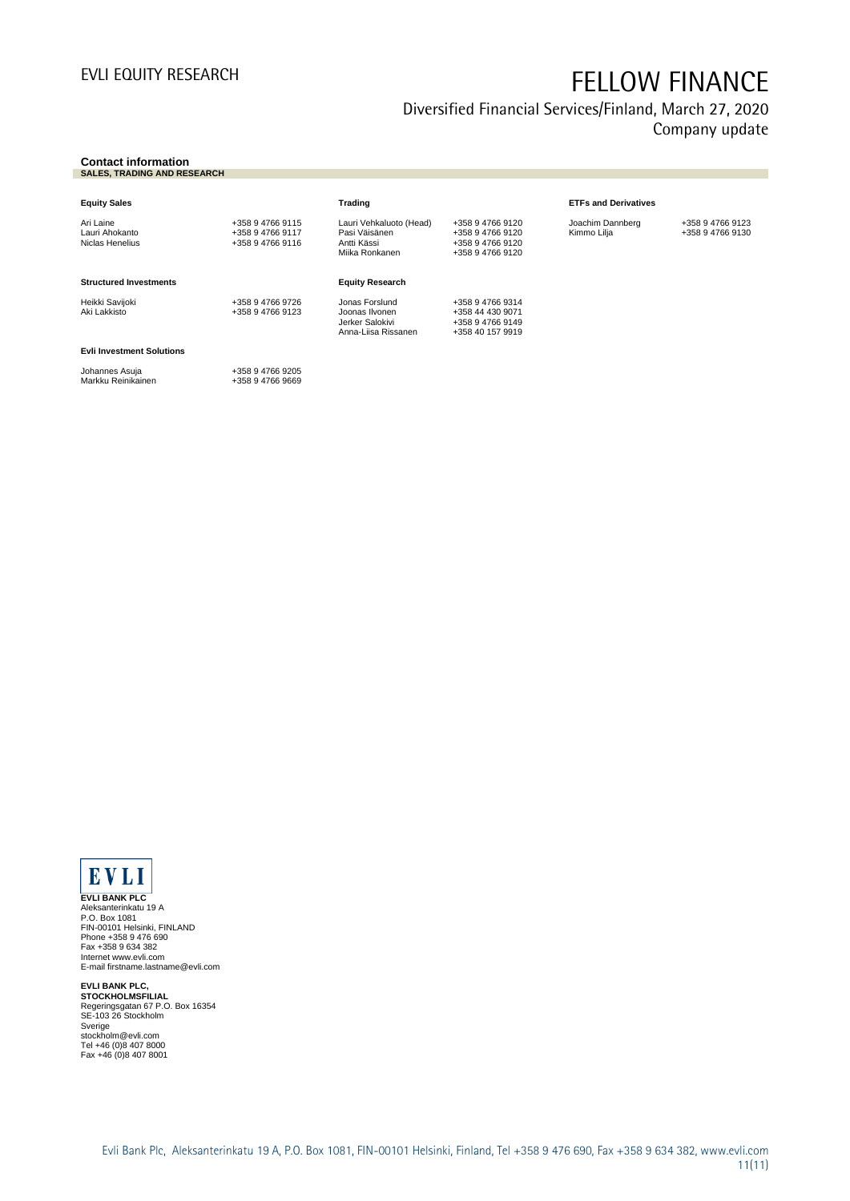# Contact information

## SALES, TRADING AND RESEARCH

**Equity Sales**

| | |
|---|---|
| Ari Laine | +358 9 4766 9115 |
| Lauri Ahokanto | +358 9 4766 9117 |
| Niclas Henelius | +358 9 4766 9116 |

**Trading**

| | |
|---|---|
| Lauri Vehkaluoto (Head) | +358 9 4766 9120 |
| Pasi Väisänen | +358 9 4766 9120 |
| Antti Kässi | +358 9 4766 9120 |
| Miika Ronkanen | +358 9 4766 9120 |

**ETFs and Derivatives**

| | |
|---|---|
| Joachim Dannberg | +358 9 4766 9123 |
| Kimmo Lilja | +358 9 4766 9130 |

**Structured Investments**

| | |
|---|---|
| Heikki Savijoki | +358 9 4766 9726 |
| Aki Lakkisto | +358 9 4766 9123 |

**Equity Research**

| | |
|---|---|
| Jonas Forslund | +358 9 4766 9314 |
| Joonas Ilvonen | +358 44 430 9071 |
| Jerker Salokivi | +358 9 4766 9149 |
| Anna-Liisa Rissanen | +358 40 157 9919 |

**Evli Investment Solutions**

| | |
|---|---|
| Johannes Asuja | +358 9 4766 9205 |
| Markku Reinikainen | +358 9 4766 9669 |

**EVLI BANK PLC**
Aleksanterinkatu 19 A
P.O. Box 1081
FIN-00101 Helsinki, FINLAND
Phone +358 9 476 690
Fax +358 9 634 382
Internet www.evli.com
E-mail firstname.lastname@evli.com

**EVLI BANK PLC, STOCKHOLMSFILIAL**
Regeringsgatan 67 P.O. Box 16354
SE-103 26 Stockholm
Sverige
stockholm@evli.com
Tel +46 (0)8 407 8000
Fax +46 (0)8 407 8001